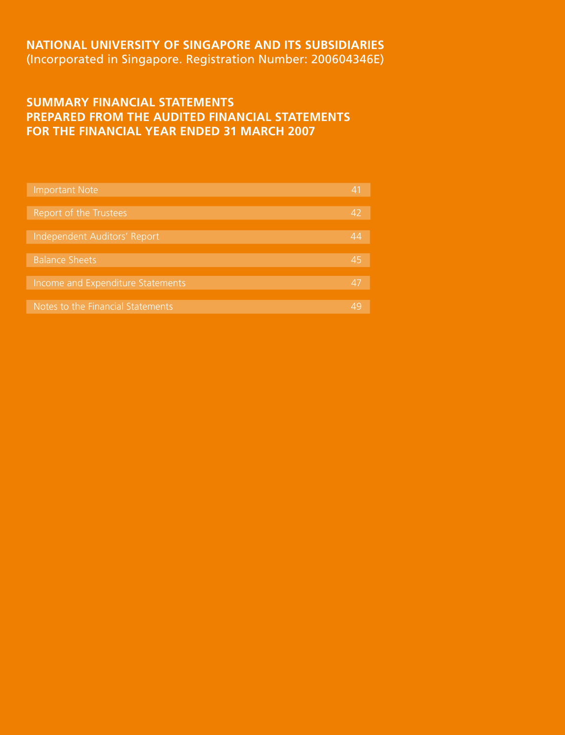# NATIONAL UNIVERSITY OF SINGAPORE AND ITS SUBSIDIARIES

(Incorporated in Singapore. Registration Number: 200604346E)

## SUMMARY FINANCIAL STATEMENTS
## PREPARED FROM THE AUDITED FINANCIAL STATEMENTS
## FOR THE FINANCIAL YEAR ENDED 31 MARCH 2007

| | |
|---|---|
| Important Note | 41 |
| Report of the Trustees | 42 |
| Independent Auditors' Report | 44 |
| Balance Sheets | 45 |
| Income and Expenditure Statements | 47 |
| Notes to the Financial Statements | 49 |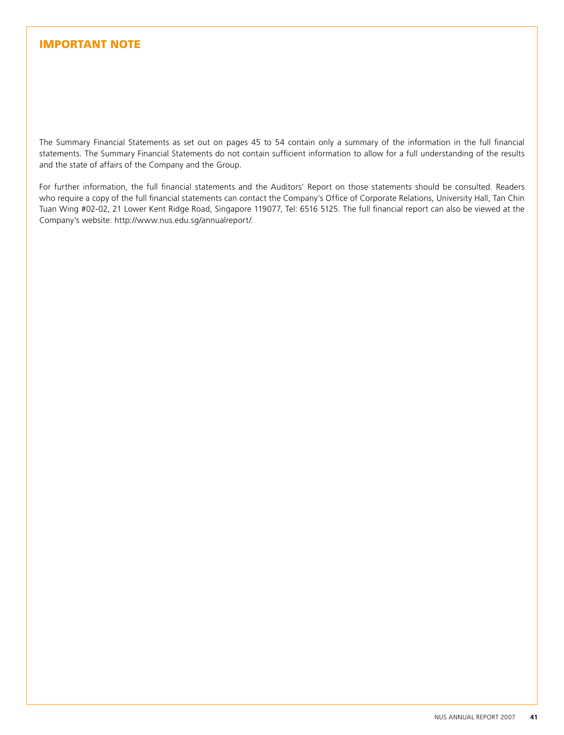# IMPORTANT NOTE

The Summary Financial Statements as set out on pages 45 to 54 contain only a summary of the information in the full financial statements. The Summary Financial Statements do not contain sufficient information to allow for a full understanding of the results and the state of affairs of the Company and the Group.

For further information, the full financial statements and the Auditors' Report on those statements should be consulted. Readers who require a copy of the full financial statements can contact the Company's Office of Corporate Relations, University Hall, Tan Chin Tuan Wing #02-02, 21 Lower Kent Ridge Road, Singapore 119077, Tel: 6516 5125. The full financial report can also be viewed at the Company's website: http://www.nus.edu.sg/annualreport/.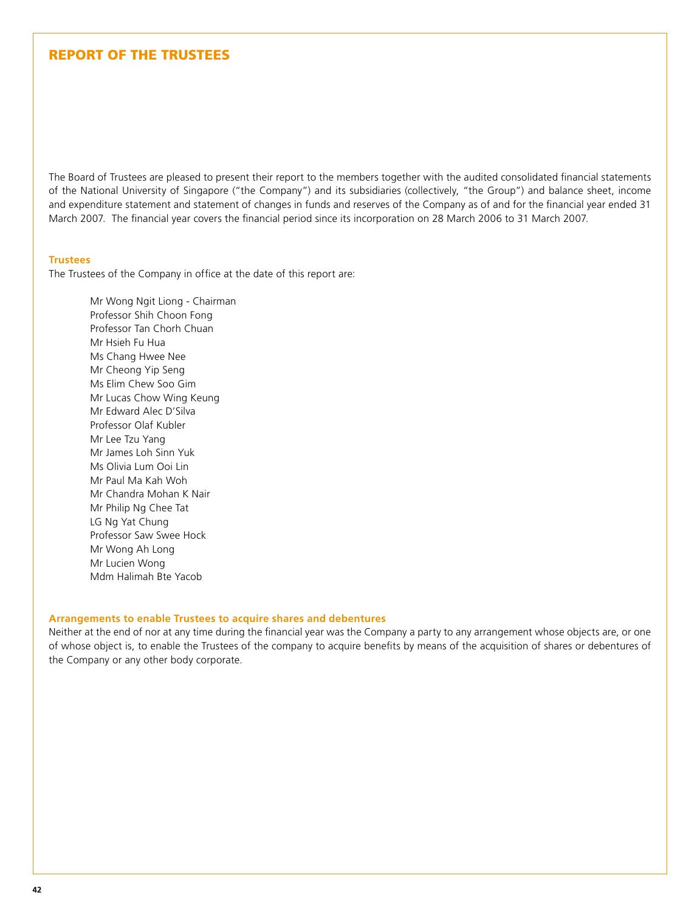# REPORT OF THE TRUSTEES

The Board of Trustees are pleased to present their report to the members together with the audited consolidated financial statements of the National University of Singapore ("the Company") and its subsidiaries (collectively, "the Group") and balance sheet, income and expenditure statement and statement of changes in funds and reserves of the Company as of and for the financial year ended 31 March 2007. The financial year covers the financial period since its incorporation on 28 March 2006 to 31 March 2007.

## Trustees

The Trustees of the Company in office at the date of this report are:

Mr Wong Ngit Liong - Chairman
Professor Shih Choon Fong
Professor Tan Chorh Chuan
Mr Hsieh Fu Hua
Ms Chang Hwee Nee
Mr Cheong Yip Seng
Ms Elim Chew Soo Gim
Mr Lucas Chow Wing Keung
Mr Edward Alec D'Silva
Professor Olaf Kubler
Mr Lee Tzu Yang
Mr James Loh Sinn Yuk
Ms Olivia Lum Ooi Lin
Mr Paul Ma Kah Woh
Mr Chandra Mohan K Nair
Mr Philip Ng Chee Tat
LG Ng Yat Chung
Professor Saw Swee Hock
Mr Wong Ah Long
Mr Lucien Wong
Mdm Halimah Bte Yacob

## Arrangements to enable Trustees to acquire shares and debentures

Neither at the end of nor at any time during the financial year was the Company a party to any arrangement whose objects are, or one of whose object is, to enable the Trustees of the company to acquire benefits by means of the acquisition of shares or debentures of the Company or any other body corporate.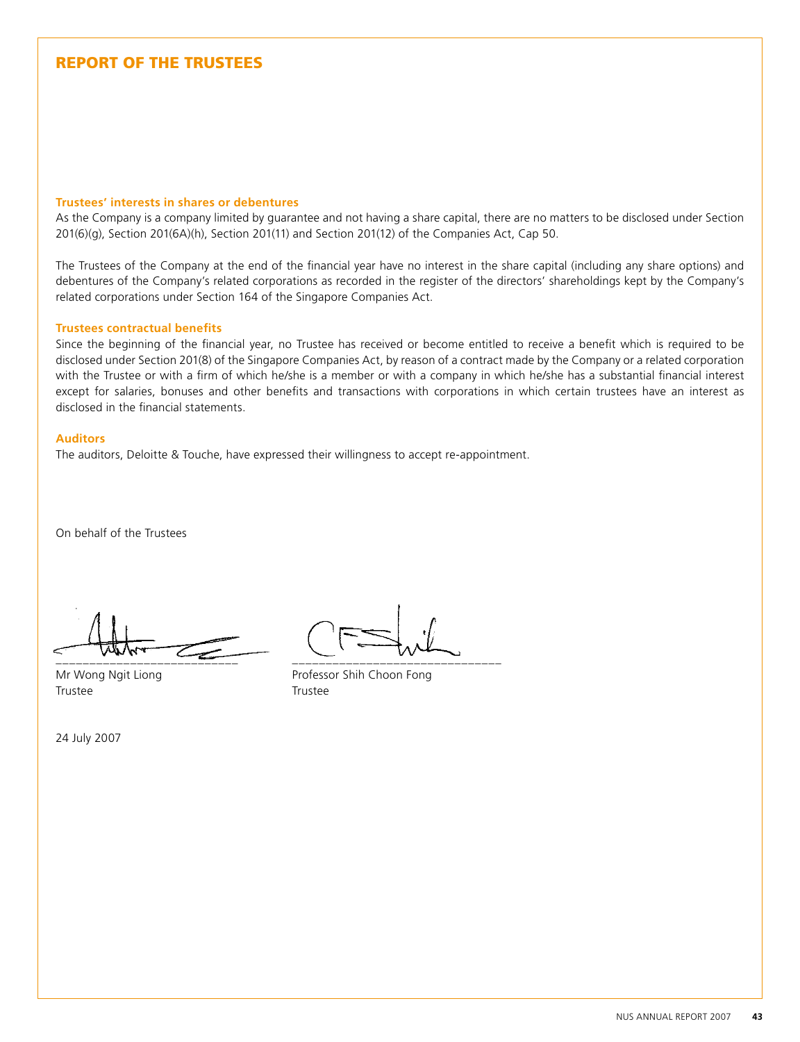## REPORT OF THE TRUSTEES

### Trustees' interests in shares or debentures

As the Company is a company limited by guarantee and not having a share capital, there are no matters to be disclosed under Section 201(6)(g), Section 201(6A)(h), Section 201(11) and Section 201(12) of the Companies Act, Cap 50.

The Trustees of the Company at the end of the financial year have no interest in the share capital (including any share options) and debentures of the Company's related corporations as recorded in the register of the directors' shareholdings kept by the Company's related corporations under Section 164 of the Singapore Companies Act.

### Trustees contractual benefits

Since the beginning of the financial year, no Trustee has received or become entitled to receive a benefit which is required to be disclosed under Section 201(8) of the Singapore Companies Act, by reason of a contract made by the Company or a related corporation with the Trustee or with a firm of which he/she is a member or with a company in which he/she has a substantial financial interest except for salaries, bonuses and other benefits and transactions with corporations in which certain trustees have an interest as disclosed in the financial statements.

### Auditors

The auditors, Deloitte & Touche, have expressed their willingness to accept re-appointment.

On behalf of the Trustees

| | |
|---|---|
| \_\_\_\_\_\_\_\_\_\_\_\_\_\_\_\_\_\_\_\_\_\_\_\_\_\_\_\_ | \_\_\_\_\_\_\_\_\_\_\_\_\_\_\_\_\_\_\_\_\_\_\_\_\_\_\_\_ |
| Mr Wong Ngit Liong | Professor Shih Choon Fong |
| Trustee | Trustee |

24 July 2007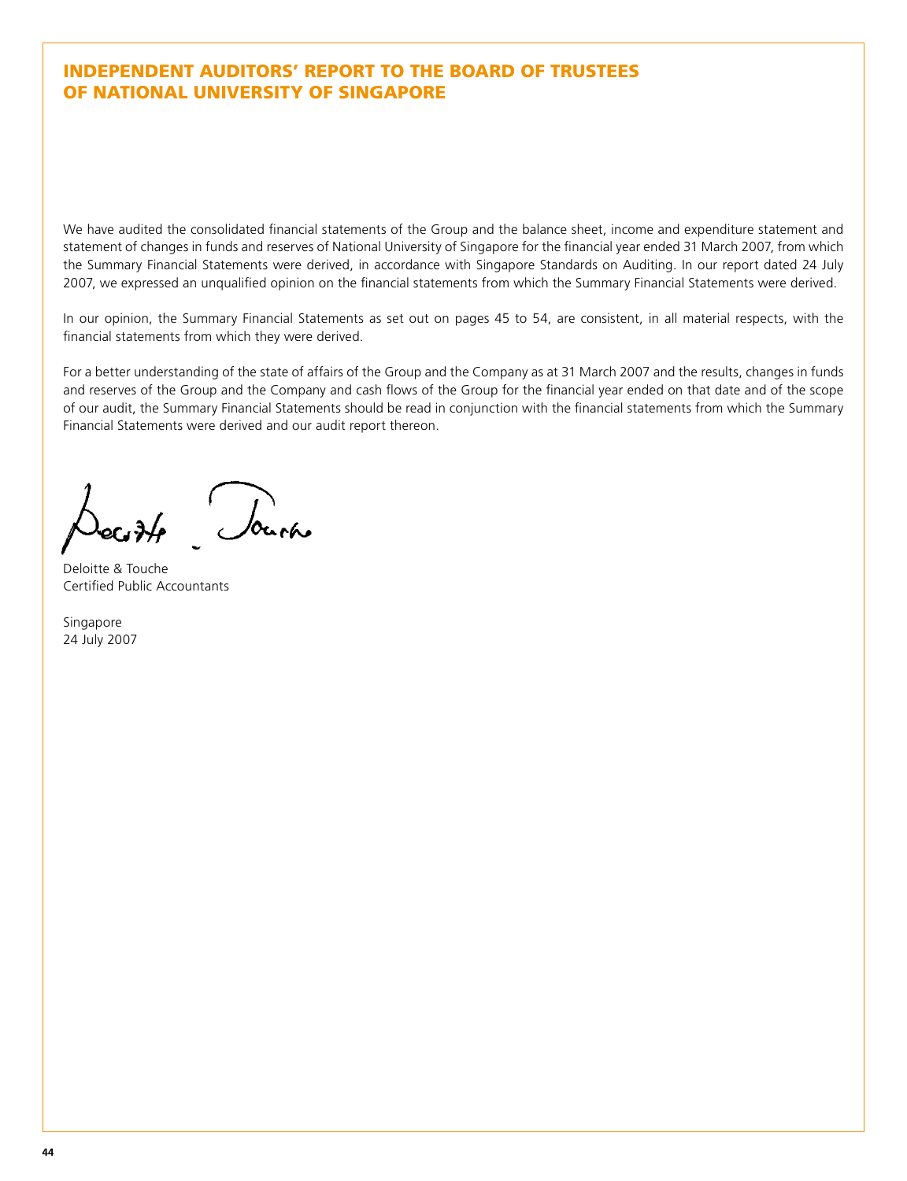# INDEPENDENT AUDITORS' REPORT TO THE BOARD OF TRUSTEES OF NATIONAL UNIVERSITY OF SINGAPORE

We have audited the consolidated financial statements of the Group and the balance sheet, income and expenditure statement and statement of changes in funds and reserves of National University of Singapore for the financial year ended 31 March 2007, from which the Summary Financial Statements were derived, in accordance with Singapore Standards on Auditing. In our report dated 24 July 2007, we expressed an unqualified opinion on the financial statements from which the Summary Financial Statements were derived.

In our opinion, the Summary Financial Statements as set out on pages 45 to 54, are consistent, in all material respects, with the financial statements from which they were derived.

For a better understanding of the state of affairs of the Group and the Company as at 31 March 2007 and the results, changes in funds and reserves of the Group and the Company and cash flows of the Group for the financial year ended on that date and of the scope of our audit, the Summary Financial Statements should be read in conjunction with the financial statements from which the Summary Financial Statements were derived and our audit report thereon.

Deloitte & Touche
Certified Public Accountants

Singapore
24 July 2007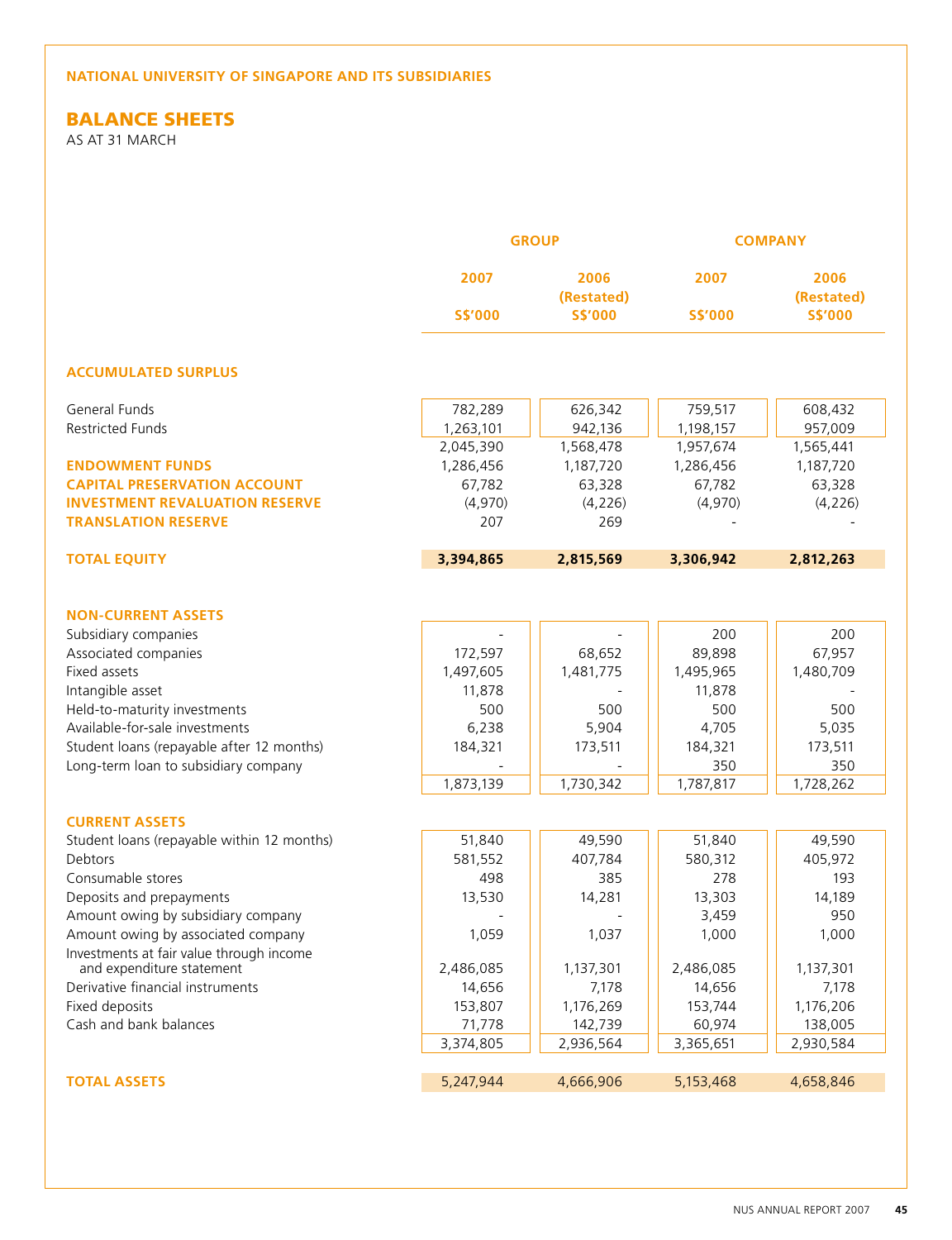**NATIONAL UNIVERSITY OF SINGAPORE AND ITS SUBSIDIARIES**

# BALANCE SHEETS

AS AT 31 MARCH

| | GROUP | | COMPANY | |
|---|---|---|---|---|
| | 2007 | 2006 (Restated) | 2007 | 2006 (Restated) |
| | S$'000 | S$'000 | S$'000 | S$'000 |
| **ACCUMULATED SURPLUS** | | | | |
| General Funds | 782,289 | 626,342 | 759,517 | 608,432 |
| Restricted Funds | 1,263,101 | 942,136 | 1,198,157 | 957,009 |
| | 2,045,390 | 1,568,478 | 1,957,674 | 1,565,441 |
| **ENDOWMENT FUNDS** | 1,286,456 | 1,187,720 | 1,286,456 | 1,187,720 |
| **CAPITAL PRESERVATION ACCOUNT** | 67,782 | 63,328 | 67,782 | 63,328 |
| **INVESTMENT REVALUATION RESERVE** | (4,970) | (4,226) | (4,970) | (4,226) |
| **TRANSLATION RESERVE** | 207 | 269 | - | - |
| **TOTAL EQUITY** | **3,394,865** | **2,815,569** | **3,306,942** | **2,812,263** |
| **NON-CURRENT ASSETS** | | | | |
| Subsidiary companies | - | - | 200 | 200 |
| Associated companies | 172,597 | 68,652 | 89,898 | 67,957 |
| Fixed assets | 1,497,605 | 1,481,775 | 1,495,965 | 1,480,709 |
| Intangible asset | 11,878 | - | 11,878 | - |
| Held-to-maturity investments | 500 | 500 | 500 | 500 |
| Available-for-sale investments | 6,238 | 5,904 | 4,705 | 5,035 |
| Student loans (repayable after 12 months) | 184,321 | 173,511 | 184,321 | 173,511 |
| Long-term loan to subsidiary company | - | - | 350 | 350 |
| | 1,873,139 | 1,730,342 | 1,787,817 | 1,728,262 |
| **CURRENT ASSETS** | | | | |
| Student loans (repayable within 12 months) | 51,840 | 49,590 | 51,840 | 49,590 |
| Debtors | 581,552 | 407,784 | 580,312 | 405,972 |
| Consumable stores | 498 | 385 | 278 | 193 |
| Deposits and prepayments | 13,530 | 14,281 | 13,303 | 14,189 |
| Amount owing by subsidiary company | - | - | 3,459 | 950 |
| Amount owing by associated company | 1,059 | 1,037 | 1,000 | 1,000 |
| Investments at fair value through income and expenditure statement | 2,486,085 | 1,137,301 | 2,486,085 | 1,137,301 |
| Derivative financial instruments | 14,656 | 7,178 | 14,656 | 7,178 |
| Fixed deposits | 153,807 | 1,176,269 | 153,744 | 1,176,206 |
| Cash and bank balances | 71,778 | 142,739 | 60,974 | 138,005 |
| | 3,374,805 | 2,936,564 | 3,365,651 | 2,930,584 |
| **TOTAL ASSETS** | 5,247,944 | 4,666,906 | 5,153,468 | 4,658,846 |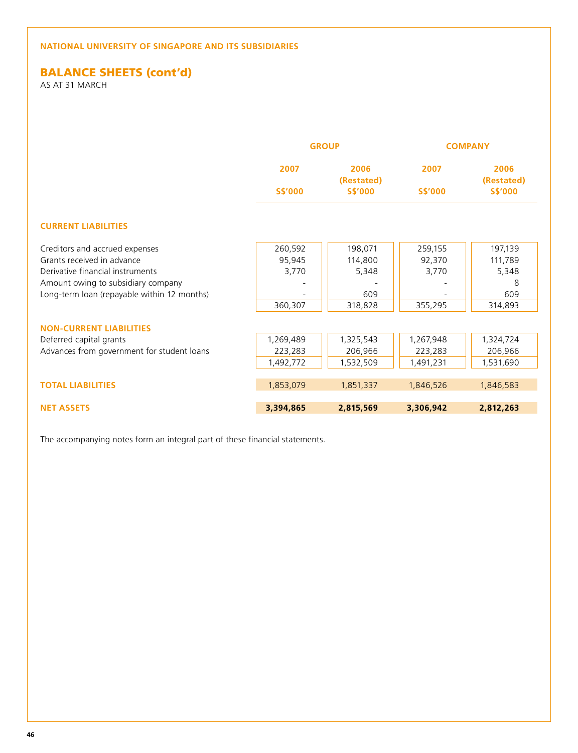**NATIONAL UNIVERSITY OF SINGAPORE AND ITS SUBSIDIARIES**

# BALANCE SHEETS (cont'd)

AS AT 31 MARCH

| | GROUP | | COMPANY | |
|---|---|---|---|---|
| | 2007 | 2006 (Restated) | 2007 | 2006 (Restated) |
| | S$'000 | S$'000 | S$'000 | S$'000 |
| **CURRENT LIABILITIES** | | | | |
| Creditors and accrued expenses | 260,592 | 198,071 | 259,155 | 197,139 |
| Grants received in advance | 95,945 | 114,800 | 92,370 | 111,789 |
| Derivative financial instruments | 3,770 | 5,348 | 3,770 | 5,348 |
| Amount owing to subsidiary company | - | - | - | 8 |
| Long-term loan (repayable within 12 months) | - | 609 | - | 609 |
| | 360,307 | 318,828 | 355,295 | 314,893 |
| **NON-CURRENT LIABILITIES** | | | | |
| Deferred capital grants | 1,269,489 | 1,325,543 | 1,267,948 | 1,324,724 |
| Advances from government for student loans | 223,283 | 206,966 | 223,283 | 206,966 |
| | 1,492,772 | 1,532,509 | 1,491,231 | 1,531,690 |
| **TOTAL LIABILITIES** | 1,853,079 | 1,851,337 | 1,846,526 | 1,846,583 |
| **NET ASSETS** | **3,394,865** | **2,815,569** | **3,306,942** | **2,812,263** |

The accompanying notes form an integral part of these financial statements.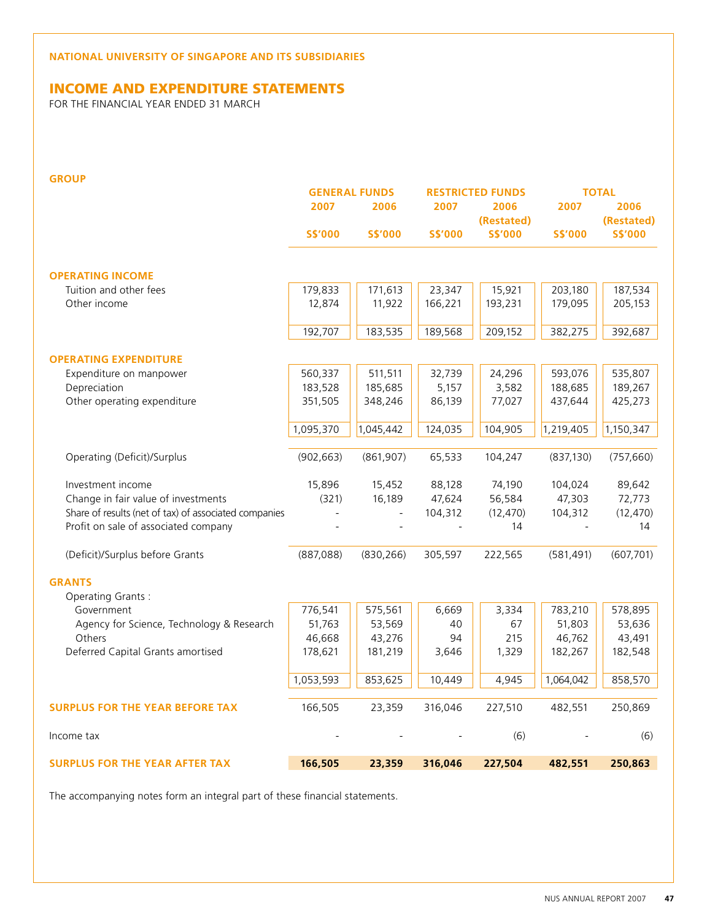**NATIONAL UNIVERSITY OF SINGAPORE AND ITS SUBSIDIARIES**

## INCOME AND EXPENDITURE STATEMENTS

FOR THE FINANCIAL YEAR ENDED 31 MARCH

**GROUP**

| | GENERAL FUNDS | | RESTRICTED FUNDS | | TOTAL | |
|---|---|---|---|---|---|---|
| | 2007 | 2006 | 2007 | 2006 (Restated) | 2007 | 2006 (Restated) |
| | S$'000 | S$'000 | S$'000 | S$'000 | S$'000 | S$'000 |
| **OPERATING INCOME** | | | | | | |
| Tuition and other fees | 179,833 | 171,613 | 23,347 | 15,921 | 203,180 | 187,534 |
| Other income | 12,874 | 11,922 | 166,221 | 193,231 | 179,095 | 205,153 |
| | 192,707 | 183,535 | 189,568 | 209,152 | 382,275 | 392,687 |
| **OPERATING EXPENDITURE** | | | | | | |
| Expenditure on manpower | 560,337 | 511,511 | 32,739 | 24,296 | 593,076 | 535,807 |
| Depreciation | 183,528 | 185,685 | 5,157 | 3,582 | 188,685 | 189,267 |
| Other operating expenditure | 351,505 | 348,246 | 86,139 | 77,027 | 437,644 | 425,273 |
| | 1,095,370 | 1,045,442 | 124,035 | 104,905 | 1,219,405 | 1,150,347 |
| Operating (Deficit)/Surplus | (902,663) | (861,907) | 65,533 | 104,247 | (837,130) | (757,660) |
| Investment income | 15,896 | 15,452 | 88,128 | 74,190 | 104,024 | 89,642 |
| Change in fair value of investments | (321) | 16,189 | 47,624 | 56,584 | 47,303 | 72,773 |
| Share of results (net of tax) of associated companies | - | - | 104,312 | (12,470) | 104,312 | (12,470) |
| Profit on sale of associated company | - | - | - | 14 | - | 14 |
| (Deficit)/Surplus before Grants | (887,088) | (830,266) | 305,597 | 222,565 | (581,491) | (607,701) |
| **GRANTS** | | | | | | |
| Operating Grants : | | | | | | |
| Government | 776,541 | 575,561 | 6,669 | 3,334 | 783,210 | 578,895 |
| Agency for Science, Technology & Research | 51,763 | 53,569 | 40 | 67 | 51,803 | 53,636 |
| Others | 46,668 | 43,276 | 94 | 215 | 46,762 | 43,491 |
| Deferred Capital Grants amortised | 178,621 | 181,219 | 3,646 | 1,329 | 182,267 | 182,548 |
| | 1,053,593 | 853,625 | 10,449 | 4,945 | 1,064,042 | 858,570 |
| **SURPLUS FOR THE YEAR BEFORE TAX** | 166,505 | 23,359 | 316,046 | 227,510 | 482,551 | 250,869 |
| Income tax | - | - | - | (6) | - | (6) |
| **SURPLUS FOR THE YEAR AFTER TAX** | **166,505** | **23,359** | **316,046** | **227,504** | **482,551** | **250,863** |

The accompanying notes form an integral part of these financial statements.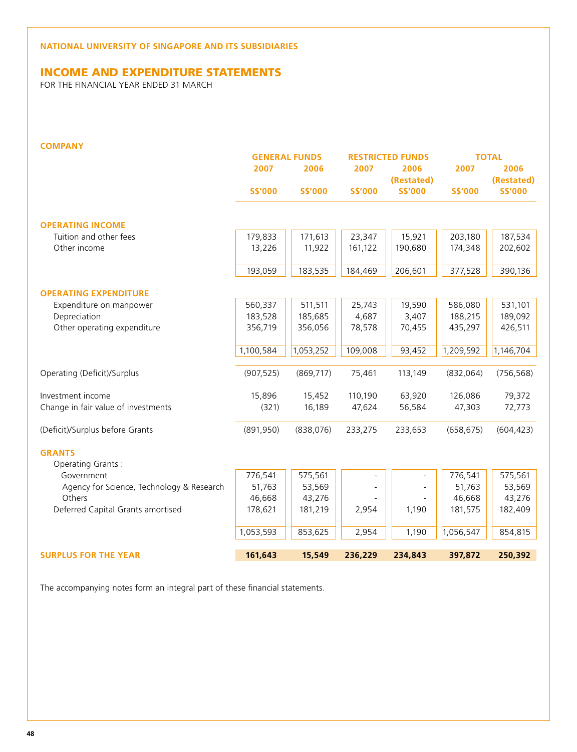**NATIONAL UNIVERSITY OF SINGAPORE AND ITS SUBSIDIARIES**

## INCOME AND EXPENDITURE STATEMENTS

FOR THE FINANCIAL YEAR ENDED 31 MARCH

### COMPANY

| | GENERAL FUNDS | | RESTRICTED FUNDS | | TOTAL | |
|---|---|---|---|---|---|---|
| | 2007 | 2006 | 2007 | 2006 (Restated) | 2007 | 2006 (Restated) |
| | S$'000 | S$'000 | S$'000 | S$'000 | S$'000 | S$'000 |
| **OPERATING INCOME** | | | | | | |
| Tuition and other fees | 179,833 | 171,613 | 23,347 | 15,921 | 203,180 | 187,534 |
| Other income | 13,226 | 11,922 | 161,122 | 190,680 | 174,348 | 202,602 |
| | 193,059 | 183,535 | 184,469 | 206,601 | 377,528 | 390,136 |
| **OPERATING EXPENDITURE** | | | | | | |
| Expenditure on manpower | 560,337 | 511,511 | 25,743 | 19,590 | 586,080 | 531,101 |
| Depreciation | 183,528 | 185,685 | 4,687 | 3,407 | 188,215 | 189,092 |
| Other operating expenditure | 356,719 | 356,056 | 78,578 | 70,455 | 435,297 | 426,511 |
| | 1,100,584 | 1,053,252 | 109,008 | 93,452 | 1,209,592 | 1,146,704 |
| Operating (Deficit)/Surplus | (907,525) | (869,717) | 75,461 | 113,149 | (832,064) | (756,568) |
| Investment income | 15,896 | 15,452 | 110,190 | 63,920 | 126,086 | 79,372 |
| Change in fair value of investments | (321) | 16,189 | 47,624 | 56,584 | 47,303 | 72,773 |
| (Deficit)/Surplus before Grants | (891,950) | (838,076) | 233,275 | 233,653 | (658,675) | (604,423) |
| **GRANTS** | | | | | | |
| Operating Grants : | | | | | | |
| Government | 776,541 | 575,561 | - | - | 776,541 | 575,561 |
| Agency for Science, Technology & Research | 51,763 | 53,569 | - | - | 51,763 | 53,569 |
| Others | 46,668 | 43,276 | - | - | 46,668 | 43,276 |
| Deferred Capital Grants amortised | 178,621 | 181,219 | 2,954 | 1,190 | 181,575 | 182,409 |
| | 1,053,593 | 853,625 | 2,954 | 1,190 | 1,056,547 | 854,815 |
| **SURPLUS FOR THE YEAR** | **161,643** | **15,549** | **236,229** | **234,843** | **397,872** | **250,392** |

The accompanying notes form an integral part of these financial statements.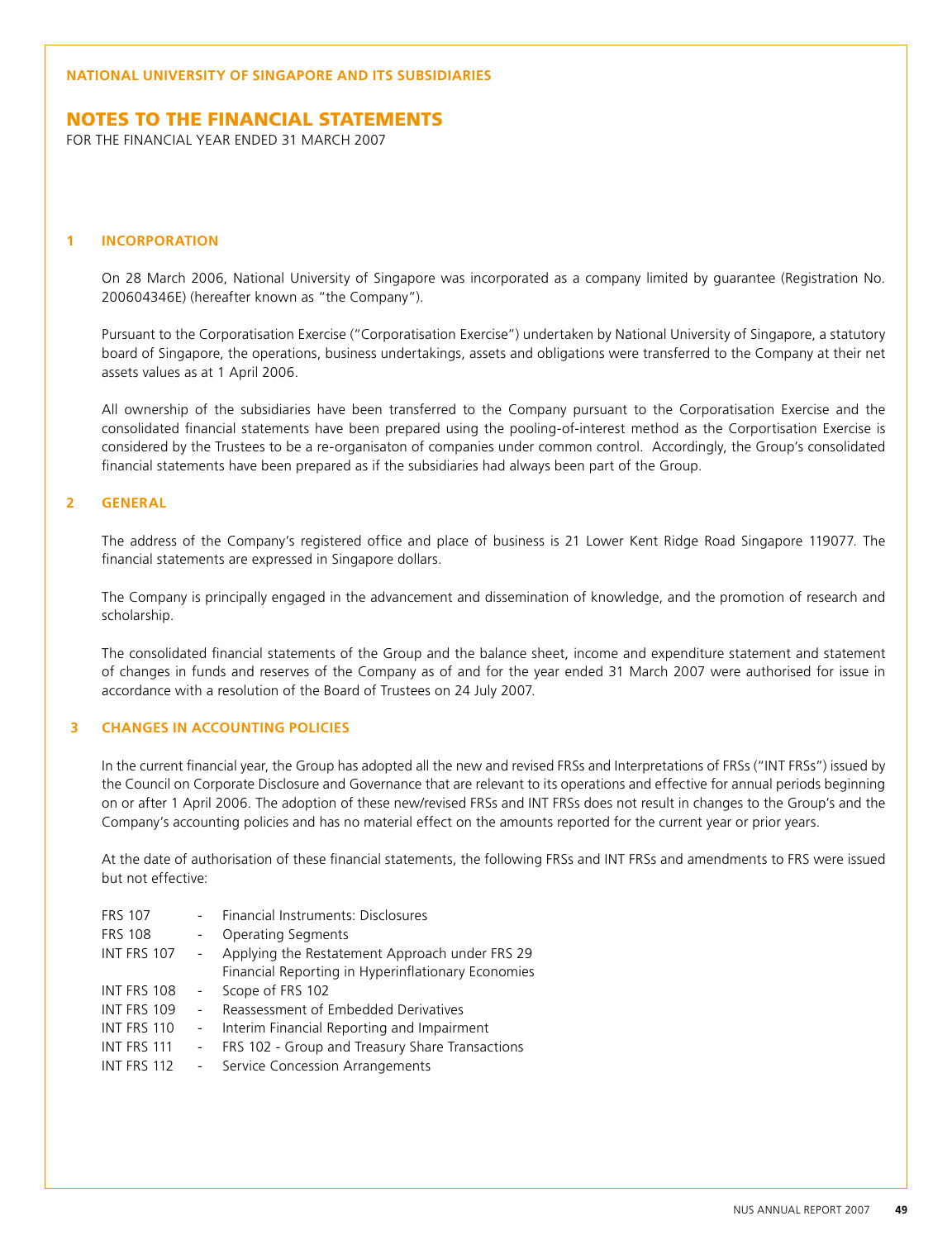NATIONAL UNIVERSITY OF SINGAPORE AND ITS SUBSIDIARIES

# NOTES TO THE FINANCIAL STATEMENTS

FOR THE FINANCIAL YEAR ENDED 31 MARCH 2007

## 1 INCORPORATION

On 28 March 2006, National University of Singapore was incorporated as a company limited by guarantee (Registration No. 200604346E) (hereafter known as "the Company").

Pursuant to the Corporatisation Exercise ("Corporatisation Exercise") undertaken by National University of Singapore, a statutory board of Singapore, the operations, business undertakings, assets and obligations were transferred to the Company at their net assets values as at 1 April 2006.

All ownership of the subsidiaries have been transferred to the Company pursuant to the Corporatisation Exercise and the consolidated financial statements have been prepared using the pooling-of-interest method as the Corportisation Exercise is considered by the Trustees to be a re-organisaton of companies under common control. Accordingly, the Group's consolidated financial statements have been prepared as if the subsidiaries had always been part of the Group.

## 2 GENERAL

The address of the Company's registered office and place of business is 21 Lower Kent Ridge Road Singapore 119077. The financial statements are expressed in Singapore dollars.

The Company is principally engaged in the advancement and dissemination of knowledge, and the promotion of research and scholarship.

The consolidated financial statements of the Group and the balance sheet, income and expenditure statement and statement of changes in funds and reserves of the Company as of and for the year ended 31 March 2007 were authorised for issue in accordance with a resolution of the Board of Trustees on 24 July 2007.

## 3 CHANGES IN ACCOUNTING POLICIES

In the current financial year, the Group has adopted all the new and revised FRSs and Interpretations of FRSs ("INT FRSs") issued by the Council on Corporate Disclosure and Governance that are relevant to its operations and effective for annual periods beginning on or after 1 April 2006. The adoption of these new/revised FRSs and INT FRSs does not result in changes to the Group's and the Company's accounting policies and has no material effect on the amounts reported for the current year or prior years.

At the date of authorisation of these financial statements, the following FRSs and INT FRSs and amendments to FRS were issued but not effective:

| | | |
|---|---|---|
| FRS 107 | - | Financial Instruments: Disclosures |
| FRS 108 | - | Operating Segments |
| INT FRS 107 | - | Applying the Restatement Approach under FRS 29 Financial Reporting in Hyperinflationary Economies |
| INT FRS 108 | - | Scope of FRS 102 |
| INT FRS 109 | - | Reassessment of Embedded Derivatives |
| INT FRS 110 | - | Interim Financial Reporting and Impairment |
| INT FRS 111 | - | FRS 102 - Group and Treasury Share Transactions |
| INT FRS 112 | - | Service Concession Arrangements |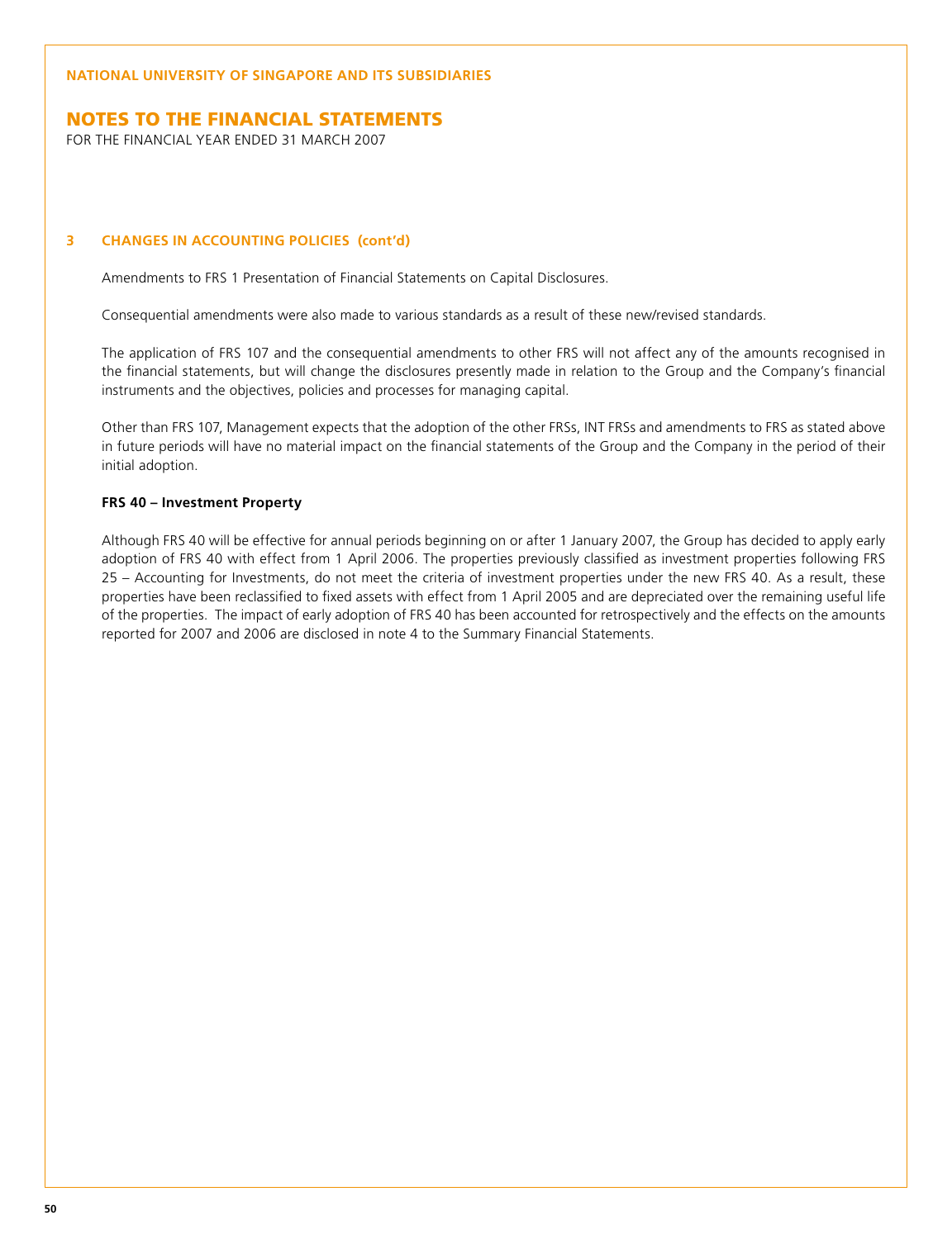## 3 CHANGES IN ACCOUNTING POLICIES (cont'd)

Amendments to FRS 1 Presentation of Financial Statements on Capital Disclosures.

Consequential amendments were also made to various standards as a result of these new/revised standards.

The application of FRS 107 and the consequential amendments to other FRS will not affect any of the amounts recognised in the financial statements, but will change the disclosures presently made in relation to the Group and the Company's financial instruments and the objectives, policies and processes for managing capital.

Other than FRS 107, Management expects that the adoption of the other FRSs, INT FRSs and amendments to FRS as stated above in future periods will have no material impact on the financial statements of the Group and the Company in the period of their initial adoption.

**FRS 40 – Investment Property**

Although FRS 40 will be effective for annual periods beginning on or after 1 January 2007, the Group has decided to apply early adoption of FRS 40 with effect from 1 April 2006. The properties previously classified as investment properties following FRS 25 – Accounting for Investments, do not meet the criteria of investment properties under the new FRS 40. As a result, these properties have been reclassified to fixed assets with effect from 1 April 2005 and are depreciated over the remaining useful life of the properties. The impact of early adoption of FRS 40 has been accounted for retrospectively and the effects on the amounts reported for 2007 and 2006 are disclosed in note 4 to the Summary Financial Statements.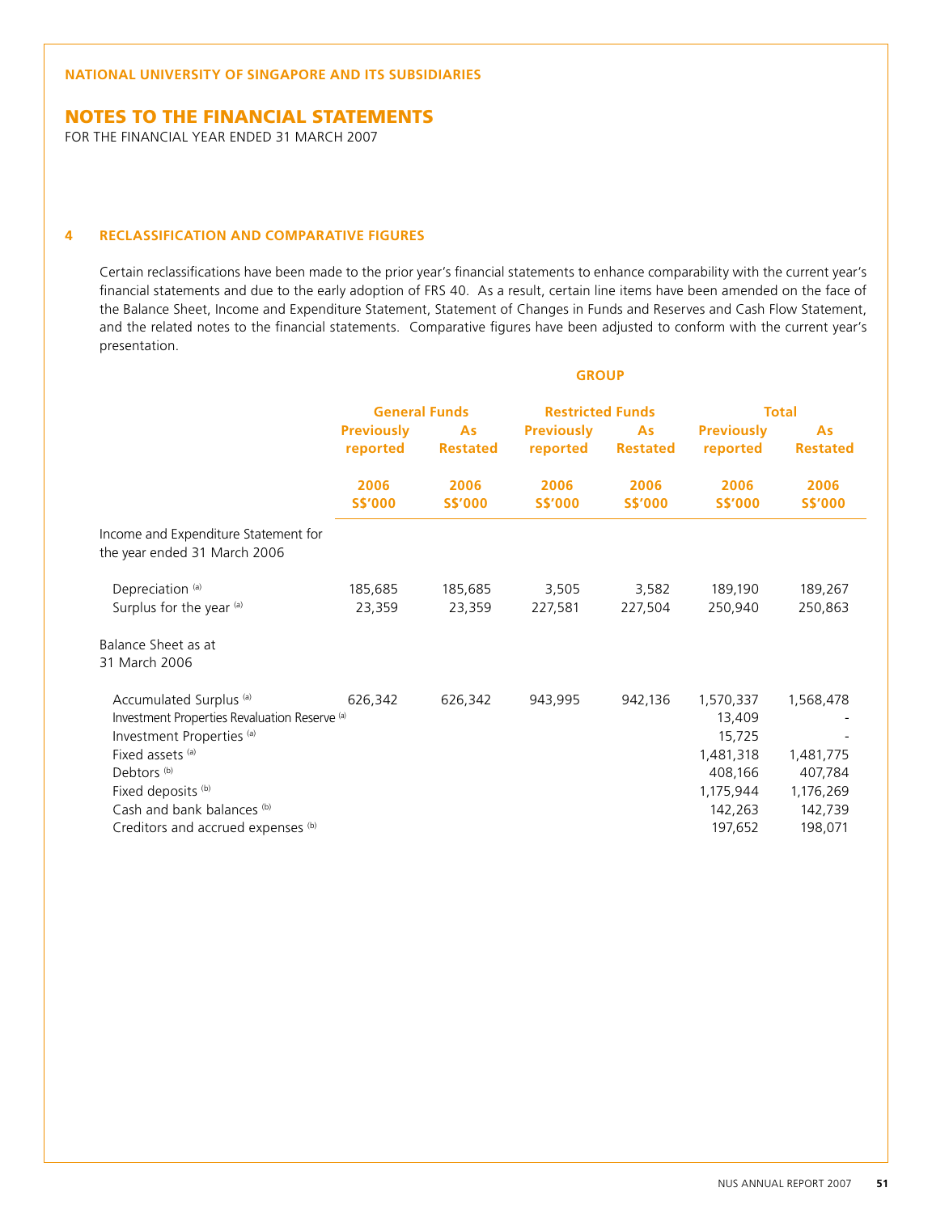## 4 RECLASSIFICATION AND COMPARATIVE FIGURES

Certain reclassifications have been made to the prior year's financial statements to enhance comparability with the current year's financial statements and due to the early adoption of FRS 40. As a result, certain line items have been amended on the face of the Balance Sheet, Income and Expenditure Statement, Statement of Changes in Funds and Reserves and Cash Flow Statement, and the related notes to the financial statements. Comparative figures have been adjusted to conform with the current year's presentation.

| | GROUP | | | | | |
|---|---|---|---|---|---|---|
| | General Funds | | Restricted Funds | | Total | |
| | Previously reported | As Restated | Previously reported | As Restated | Previously reported | As Restated |
| | 2006 S$'000 | 2006 S$'000 | 2006 S$'000 | 2006 S$'000 | 2006 S$'000 | 2006 S$'000 |
| Income and Expenditure Statement for the year ended 31 March 2006 | | | | | | |
| Depreciation [(a)] | 185,685 | 185,685 | 3,505 | 3,582 | 189,190 | 189,267 |
| Surplus for the year [(a)] | 23,359 | 23,359 | 227,581 | 227,504 | 250,940 | 250,863 |
| Balance Sheet as at 31 March 2006 | | | | | | |
| Accumulated Surplus [(a)] | 626,342 | 626,342 | 943,995 | 942,136 | 1,570,337 | 1,568,478 |
| Investment Properties Revaluation Reserve [(a)] | | | | | 13,409 | - |
| Investment Properties [(a)] | | | | | 15,725 | - |
| Fixed assets [(a)] | | | | | 1,481,318 | 1,481,775 |
| Debtors [(b)] | | | | | 408,166 | 407,784 |
| Fixed deposits [(b)] | | | | | 1,175,944 | 1,176,269 |
| Cash and bank balances [(b)] | | | | | 142,263 | 142,739 |
| Creditors and accrued expenses [(b)] | | | | | 197,652 | 198,071 |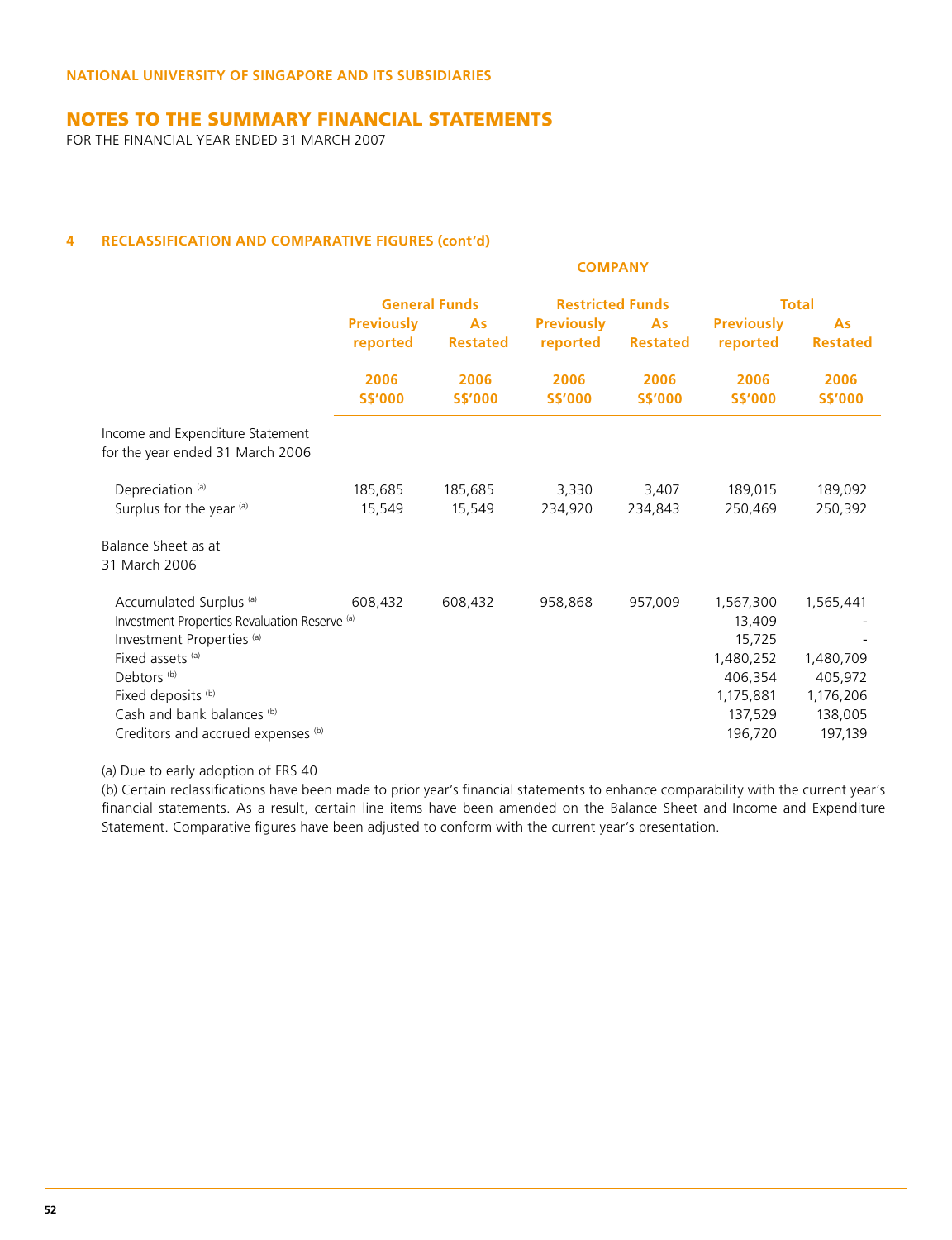NATIONAL UNIVERSITY OF SINGAPORE AND ITS SUBSIDIARIES

# NOTES TO THE SUMMARY FINANCIAL STATEMENTS

FOR THE FINANCIAL YEAR ENDED 31 MARCH 2007

## 4 RECLASSIFICATION AND COMPARATIVE FIGURES (cont'd)

| | COMPANY | | | | | |
|---|---|---|---|---|---|---|
| | General Funds | | Restricted Funds | | Total | |
| | Previously reported | As Restated | Previously reported | As Restated | Previously reported | As Restated |
| | 2006 S$'000 | 2006 S$'000 | 2006 S$'000 | 2006 S$'000 | 2006 S$'000 | 2006 S$'000 |
| Income and Expenditure Statement for the year ended 31 March 2006 | | | | | | |
| Depreciation [(a)] | 185,685 | 185,685 | 3,330 | 3,407 | 189,015 | 189,092 |
| Surplus for the year [(a)] | 15,549 | 15,549 | 234,920 | 234,843 | 250,469 | 250,392 |
| Balance Sheet as at 31 March 2006 | | | | | | |
| Accumulated Surplus [(a)] | 608,432 | 608,432 | 958,868 | 957,009 | 1,567,300 | 1,565,441 |
| Investment Properties Revaluation Reserve [(a)] | | | | | 13,409 | - |
| Investment Properties [(a)] | | | | | 15,725 | - |
| Fixed assets [(a)] | | | | | 1,480,252 | 1,480,709 |
| Debtors [(b)] | | | | | 406,354 | 405,972 |
| Fixed deposits [(b)] | | | | | 1,175,881 | 1,176,206 |
| Cash and bank balances [(b)] | | | | | 137,529 | 138,005 |
| Creditors and accrued expenses [(b)] | | | | | 196,720 | 197,139 |

(a) Due to early adoption of FRS 40

(b) Certain reclassifications have been made to prior year's financial statements to enhance comparability with the current year's financial statements. As a result, certain line items have been amended on the Balance Sheet and Income and Expenditure Statement. Comparative figures have been adjusted to conform with the current year's presentation.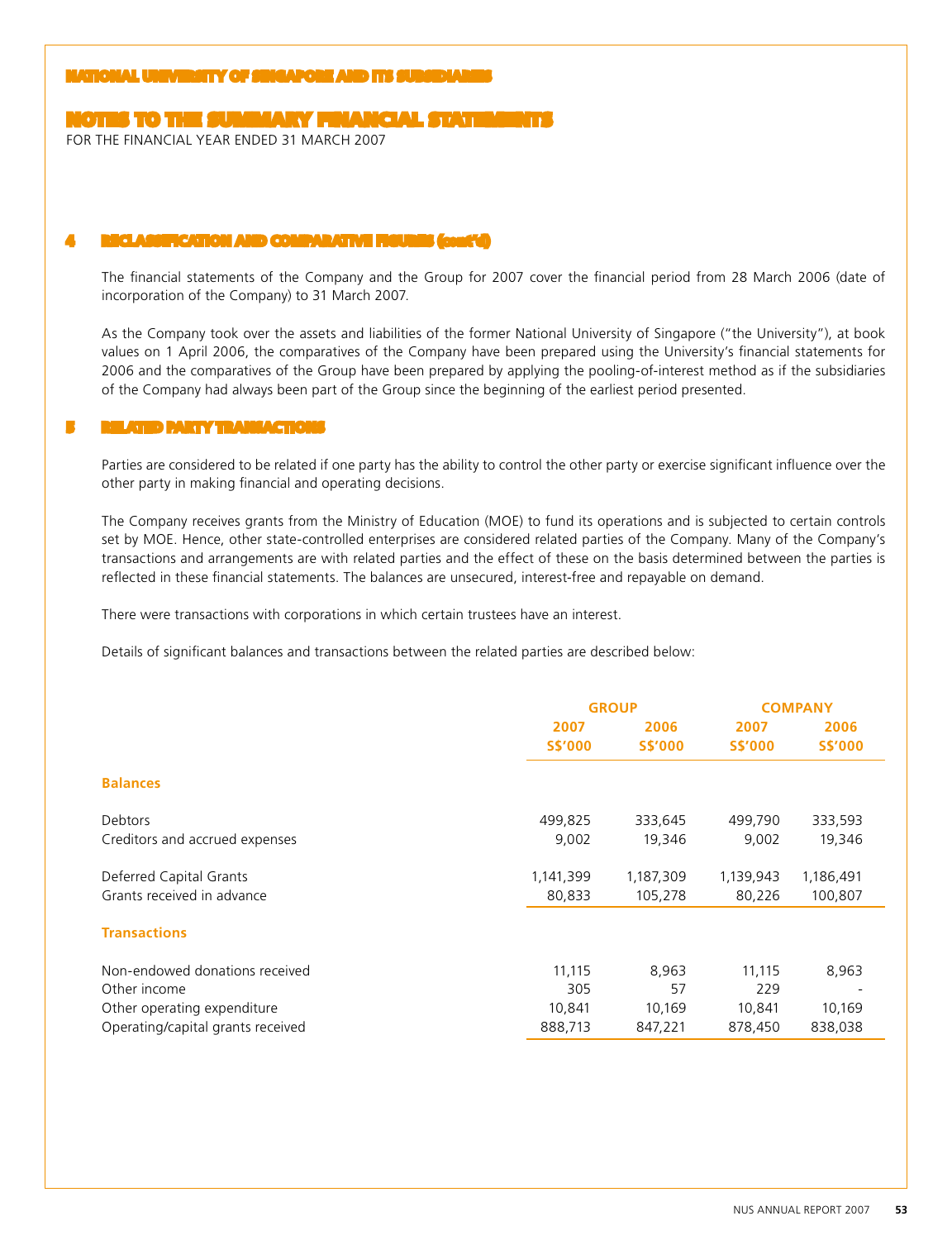## 4 RECLASSIFICATION AND COMPARATIVE FIGURES (cont'd)

The financial statements of the Company and the Group for 2007 cover the financial period from 28 March 2006 (date of incorporation of the Company) to 31 March 2007.

As the Company took over the assets and liabilities of the former National University of Singapore ("the University"), at book values on 1 April 2006, the comparatives of the Company have been prepared using the University's financial statements for 2006 and the comparatives of the Group have been prepared by applying the pooling-of-interest method as if the subsidiaries of the Company had always been part of the Group since the beginning of the earliest period presented.

## 5 RELATED PARTY TRANSACTIONS

Parties are considered to be related if one party has the ability to control the other party or exercise significant influence over the other party in making financial and operating decisions.

The Company receives grants from the Ministry of Education (MOE) to fund its operations and is subjected to certain controls set by MOE. Hence, other state-controlled enterprises are considered related parties of the Company. Many of the Company's transactions and arrangements are with related parties and the effect of these on the basis determined between the parties is reflected in these financial statements. The balances are unsecured, interest-free and repayable on demand.

There were transactions with corporations in which certain trustees have an interest.

Details of significant balances and transactions between the related parties are described below:

| | GROUP | | COMPANY | |
|---|---|---|---|---|
| | 2007 S$'000 | 2006 S$'000 | 2007 S$'000 | 2006 S$'000 |
| **Balances** | | | | |
| Debtors | 499,825 | 333,645 | 499,790 | 333,593 |
| Creditors and accrued expenses | 9,002 | 19,346 | 9,002 | 19,346 |
| Deferred Capital Grants | 1,141,399 | 1,187,309 | 1,139,943 | 1,186,491 |
| Grants received in advance | 80,833 | 105,278 | 80,226 | 100,807 |
| **Transactions** | | | | |
| Non-endowed donations received | 11,115 | 8,963 | 11,115 | 8,963 |
| Other income | 305 | 57 | 229 | - |
| Other operating expenditure | 10,841 | 10,169 | 10,841 | 10,169 |
| Operating/capital grants received | 888,713 | 847,221 | 878,450 | 838,038 |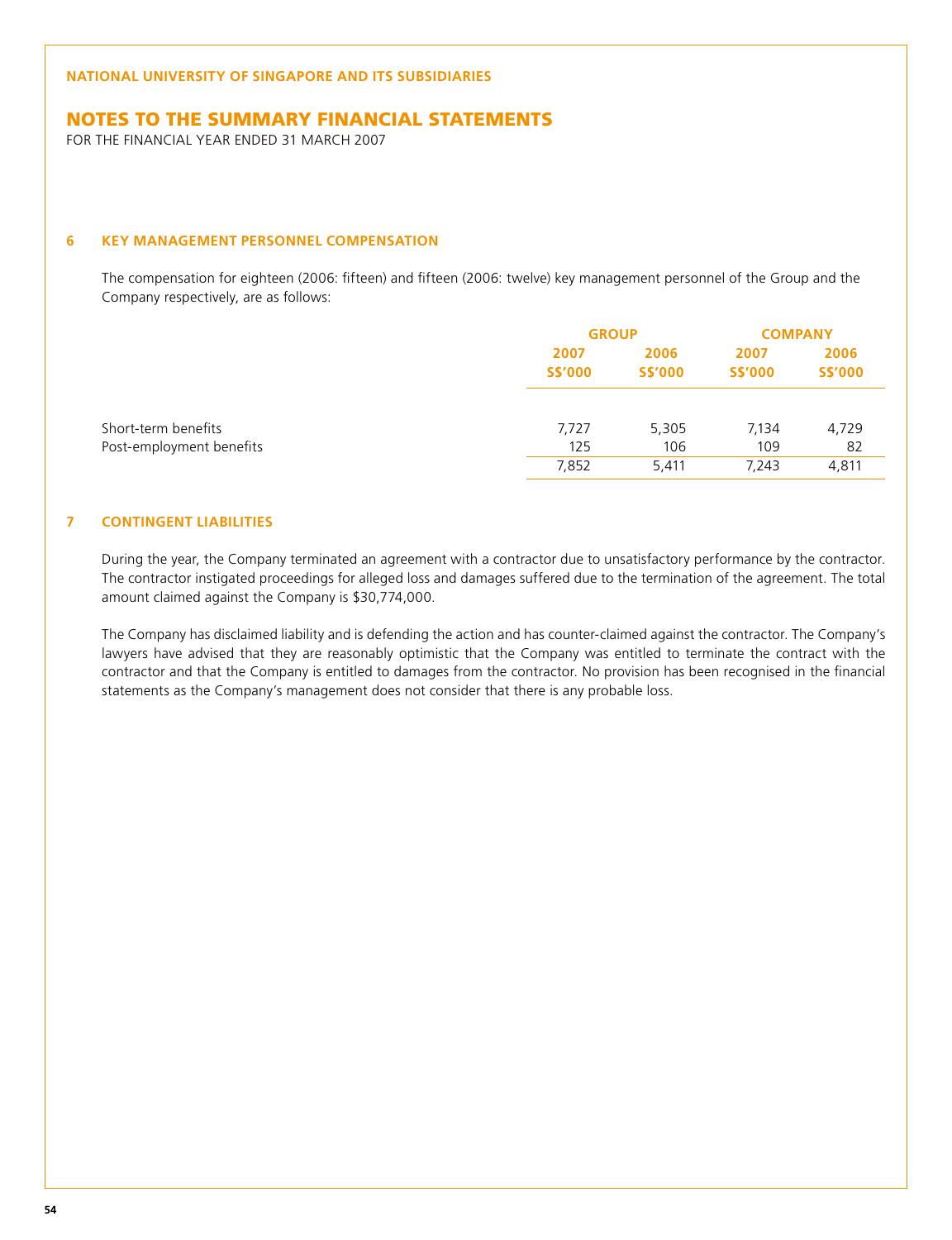**NATIONAL UNIVERSITY OF SINGAPORE AND ITS SUBSIDIARIES**

# NOTES TO THE SUMMARY FINANCIAL STATEMENTS

FOR THE FINANCIAL YEAR ENDED 31 MARCH 2007

## 6 KEY MANAGEMENT PERSONNEL COMPENSATION

The compensation for eighteen (2006: fifteen) and fifteen (2006: twelve) key management personnel of the Group and the Company respectively, are as follows:

| | GROUP | | COMPANY | |
|---|---|---|---|---|
| | 2007 S$'000 | 2006 S$'000 | 2007 S$'000 | 2006 S$'000 |
| Short-term benefits | 7,727 | 5,305 | 7,134 | 4,729 |
| Post-employment benefits | 125 | 106 | 109 | 82 |
| | 7,852 | 5,411 | 7,243 | 4,811 |

## 7 CONTINGENT LIABILITIES

During the year, the Company terminated an agreement with a contractor due to unsatisfactory performance by the contractor. The contractor instigated proceedings for alleged loss and damages suffered due to the termination of the agreement. The total amount claimed against the Company is $30,774,000.

The Company has disclaimed liability and is defending the action and has counter-claimed against the contractor. The Company's lawyers have advised that they are reasonably optimistic that the Company was entitled to terminate the contract with the contractor and that the Company is entitled to damages from the contractor. No provision has been recognised in the financial statements as the Company's management does not consider that there is any probable loss.